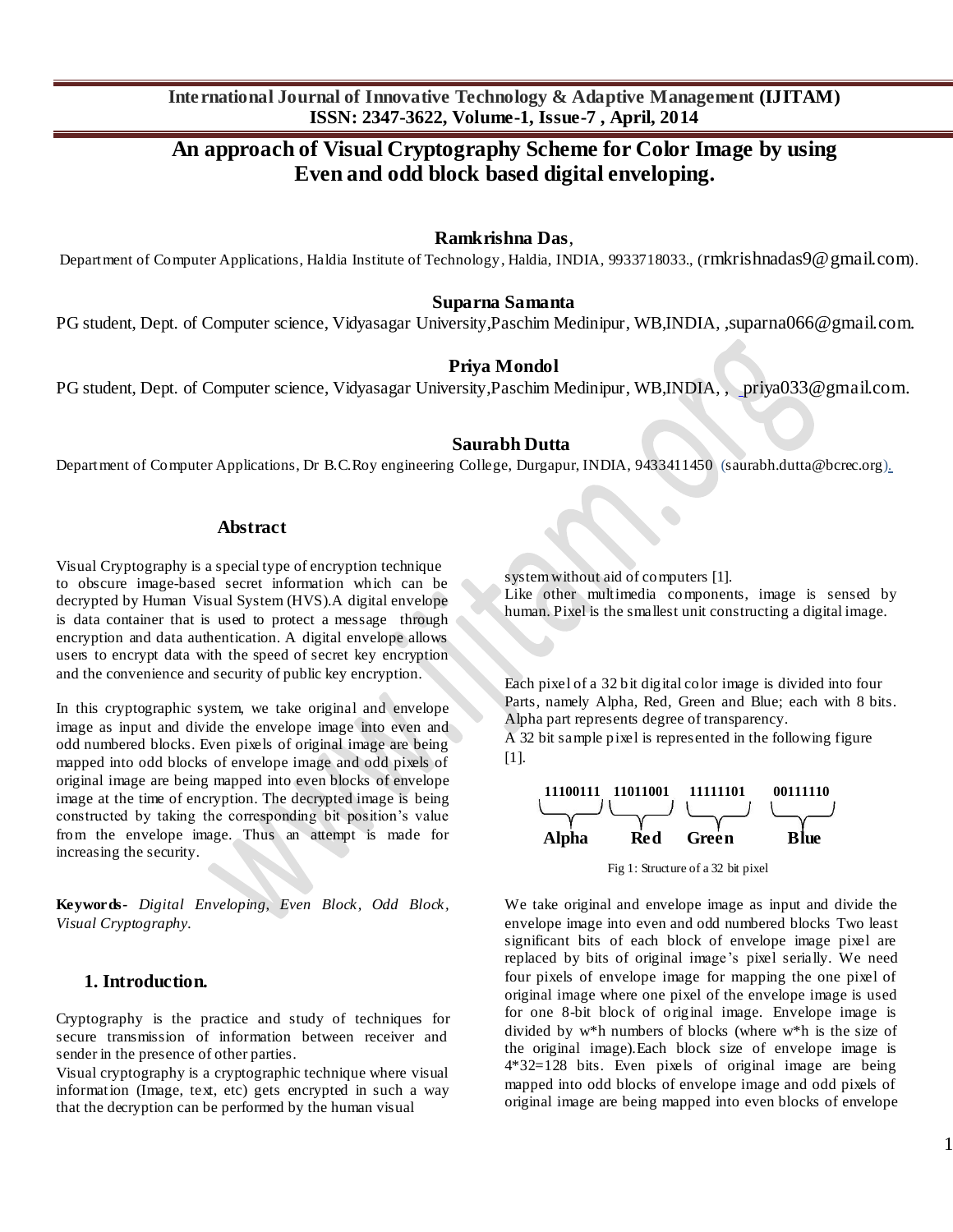# An approach of Visual Cryptography Scheme for Color Image by using Even and odd block based digital enveloping.

**Ramkrishna Das**,

Department of Computer Applications, Haldia Institute of Technology, Haldia, INDIA, 9933718033., (rmkrishnadas9@gmail.com).

**Suparna Samanta**

PG student, Dept. of Computer science, Vidyasagar University,Paschim Medinipur, WB,INDIA, ,suparna066@gmail.com.

**Priya Mondol**

PG student, Dept. of Computer science, Vidyasagar University,Paschim Medinipur, WB,INDIA, , priya033@gmail.com.

**Saurabh Dutta**

Department of Computer Applications, Dr B.C.Roy engineering College, Durgapur, INDIA, 9433411450 (saurabh.dutta@bcrec.org).

## Abstract

Visual Cryptography is a special type of encryption technique to obscure image-based secret information which can be decrypted by Human Visual System (HVS).A digital envelope is data container that is used to protect a message through encryption and data authentication. A digital envelope allows users to encrypt data with the speed of secret key encryption and the convenience and security of public key encryption.

In this cryptographic system, we take original and envelope image as input and divide the envelope image into even and odd numbered blocks. Even pixels of original image are being mapped into odd blocks of envelope image and odd pixels of original image are being mapped into even blocks of envelope image at the time of encryption. The decrypted image is being constructed by taking the corresponding bit position's value from the envelope image. Thus an attempt is made for increasing the security.

**Keywords-** *Digital Enveloping, Even Block, Odd Block, Visual Cryptography.*

## 1. Introduction.

Cryptography is the practice and study of techniques for secure transmission of information between receiver and sender in the presence of other parties.

Visual cryptography is a cryptographic technique where visual information (Image, text, etc) gets encrypted in such a way that the decryption can be performed by the human visual system without aid of computers [1].

Like other multimedia components, image is sensed by human. Pixel is the smallest unit constructing a digital image.

Each pixel of a 32 bit digital color image is divided into four Parts, namely Alpha, Red, Green and Blue; each with 8 bits. Alpha part represents degree of transparency.

A 32 bit sample pixel is represented in the following figure [1].

11100111 11011001 11111101 00111110

Alpha Red Green Blue

Fig 1: Structure of a 32 bit pixel

We take original and envelope image as input and divide the envelope image into even and odd numbered blocks Two least significant bits of each block of envelope image pixel are replaced by bits of original image's pixel serially. We need four pixels of envelope image for mapping the one pixel of original image where one pixel of the envelope image is used for one 8-bit block of original image. Envelope image is divided by w*h numbers of blocks (where w*h is the size of the original image).Each block size of envelope image is 4*32=128 bits. Even pixels of original image are being mapped into odd blocks of envelope image and odd pixels of original image are being mapped into even blocks of envelope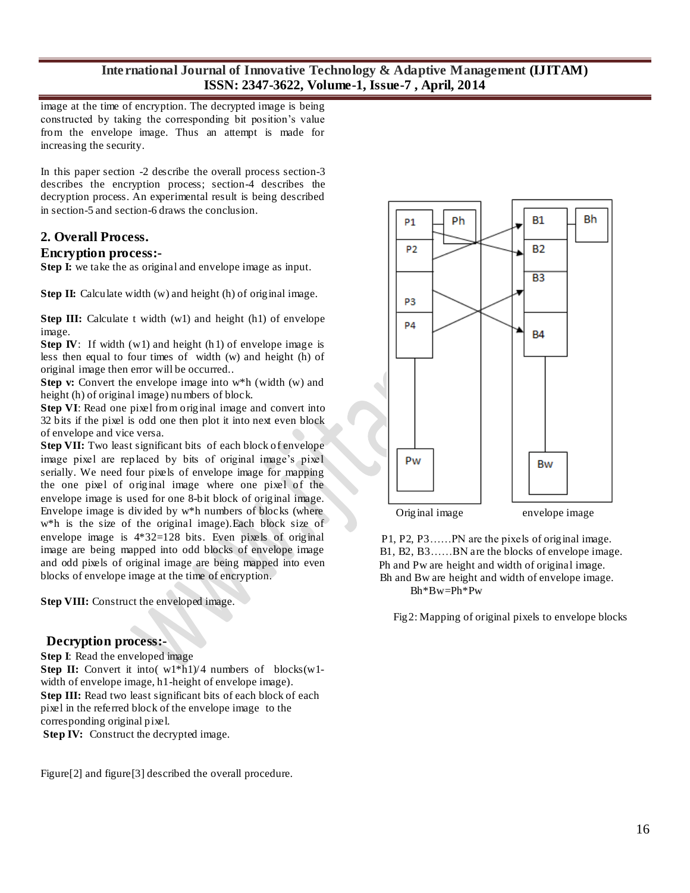image at the time of encryption. The decrypted image is being constructed by taking the corresponding bit position's value from the envelope image. Thus an attempt is made for increasing the security.

In this paper section -2 describe the overall process section-3 describes the encryption process; section-4 describes the decryption process. An experimental result is being described in section-5 and section-6 draws the conclusion.

## 2. Overall Process.

### Encryption process:-

**Step I:** we take the as original and envelope image as input.

**Step II:** Calculate width (w) and height (h) of original image.

**Step III:** Calculate t width (w1) and height (h1) of envelope image.

**Step IV**: If width (w1) and height (h1) of envelope image is less then equal to four times of width (w) and height (h) of original image then error will be occurred..

**Step v:** Convert the envelope image into w*h (width (w) and height (h) of original image) numbers of block.

**Step VI**: Read one pixel from original image and convert into 32 bits if the pixel is odd one then plot it into next even block of envelope and vice versa.

**Step VII:** Two least significant bits of each block of envelope image pixel are replaced by bits of original image's pixel serially. We need four pixels of envelope image for mapping the one pixel of original image where one pixel of the envelope image is used for one 8-bit block of original image. Envelope image is divided by w*h numbers of blocks (where w*h is the size of the original image).Each block size of envelope image is 4*32=128 bits. Even pixels of original image are being mapped into odd blocks of envelope image and odd pixels of original image are being mapped into even blocks of envelope image at the time of encryption.

**Step VIII:** Construct the enveloped image.

### Decryption process:-

**Step I**: Read the enveloped image

**Step II:** Convert it into( w1*h1)/4 numbers of blocks(w1-width of envelope image, h1-height of envelope image).

**Step III:** Read two least significant bits of each block of each pixel in the referred block of the envelope image to the corresponding original pixel.

**Step IV:** Construct the decrypted image.

Figure[2] and figure[3] described the overall procedure.

P1
Ph
P2
P3
P4
Pw
Original image
B1
Bh
B2
B3
B4
Bw
envelope image

P1, P2, P3……PN are the pixels of original image.
B1, B2, B3……BN are the blocks of envelope image.
Ph and Pw are height and width of original image.
Bh and Bw are height and width of envelope image.
Bh*Bw=Ph*Pw

Fig2: Mapping of original pixels to envelope blocks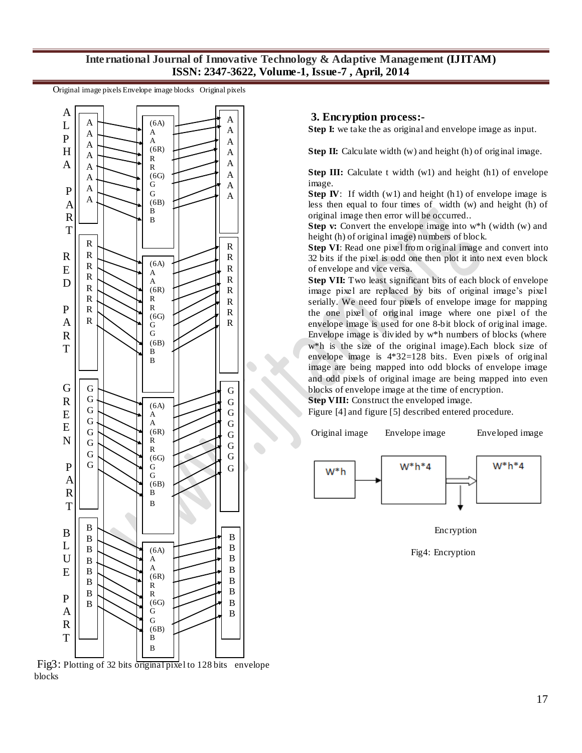Original image pixels Envelope image blocks Original pixels

ALPHA PART
RED PART
GREEN PART
BLUE PART

(6A) A A (6R) R R (6G) G G (6B) B B

Fig3: Plotting of 32 bits original pixel to 128 bits envelope blocks

### 3. Encryption process:-

**Step I:** we take the as original and envelope image as input.

**Step II:** Calculate width (w) and height (h) of original image.

**Step III:** Calculate t width (w1) and height (h1) of envelope image.

**Step IV**: If width (w1) and height (h1) of envelope image is less then equal to four times of width (w) and height (h) of original image then error will be occurred..

**Step v:** Convert the envelope image into w*h (width (w) and height (h) of original image) numbers of block.

**Step VI**: Read one pixel from original image and convert into 32 bits if the pixel is odd one then plot it into next even block of envelope and vice versa.

**Step VII:** Two least significant bits of each block of envelope image pixel are replaced by bits of original image's pixel serially. We need four pixels of envelope image for mapping the one pixel of original image where one pixel of the envelope image is used for one 8-bit block of original image. Envelope image is divided by w*h numbers of blocks (where w*h is the size of the original image).Each block size of envelope image is 4*32=128 bits. Even pixels of original image are being mapped into odd blocks of envelope image and odd pixels of original image are being mapped into even blocks of envelope image at the time of encryption.

**Step VIII:** Construct the enveloped image.

Figure [4] and figure [5] described entered procedure.

Original image Envelope image Enveloped image

W*h W*h*4 W*h*4

Encryption

Fig4: Encryption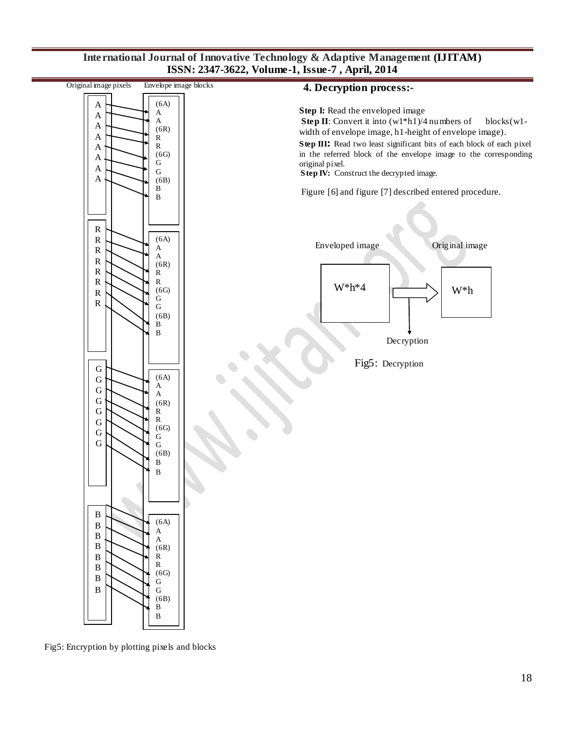Original image pixels

Envelope image blocks

A A A A A A A A

(6A) A A (6R) R R (6G) G G (6B) B B

R R R R R R R R

(6A) A A (6R) R R (6G) G G (6B) B B

G G G G G G G G

(6A) A A (6R) R R (6G) G G (6B) B B

B B B B B B B B

(6A) A A (6R) R R (6G) G G (6B) B B

Fig5: Encryption by plotting pixels and blocks

## 4. Decryption process:-

**Step I:** Read the enveloped image

**Step II**: Convert it into (w1*h1)/4 numbers of blocks(w1-width of envelope image, h1-height of envelope image).

**Step III:** Read two least significant bits of each block of each pixel in the referred block of the envelope image to the corresponding original pixel.

**Step IV:** Construct the decrypted image.

Figure [6] and figure [7] described entered procedure.

Enveloped image

W*h*4

Original image

W*h

Decryption

Fig5: Decryption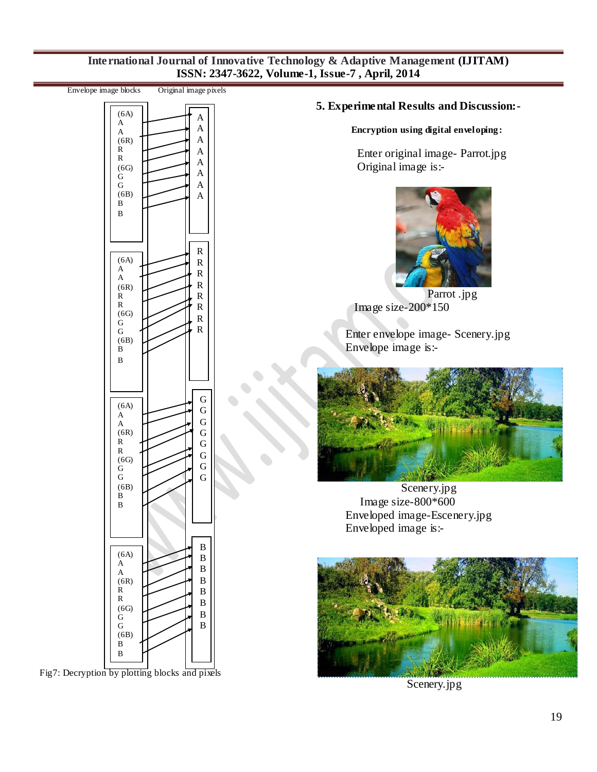Envelope image blocks Original image pixels

Fig7: Decryption by plotting blocks and pixels

## 5. Experimental Results and Discussion:-

**Encryption using digital enveloping:**

Enter original image- Parrot.jpg
Original image is:-

Parrot .jpg
Image size-200*150

Enter envelope image- Scenery.jpg
Envelope image is:-

Scenery.jpg
Image size-800*600
Enveloped image-Escenery.jpg
Enveloped image is:-

Scenery.jpg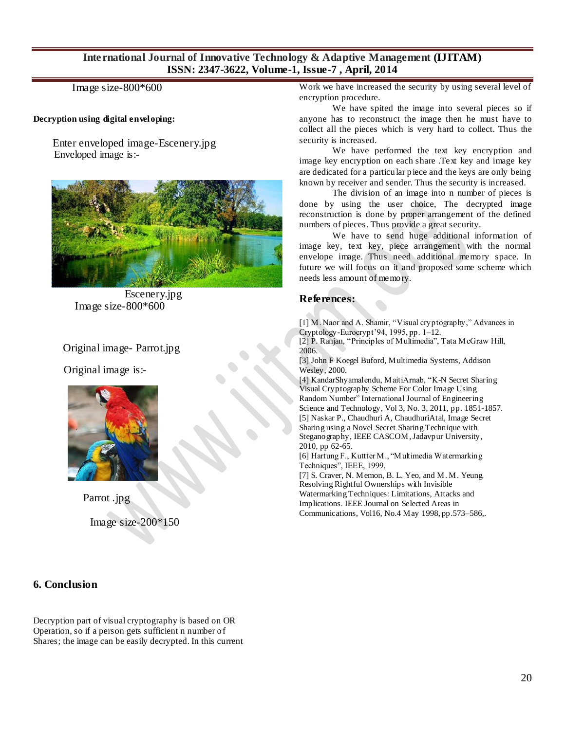Image size-800*600

**Decryption using digital enveloping:**

Enter enveloped image-Escenery.jpg
Enveloped image is:-

Escenery.jpg
Image size-800*600

Original image- Parrot.jpg

Original image is:-

Parrot .jpg

Image size-200*150

## 6. Conclusion

Decryption part of visual cryptography is based on OR Operation, so if a person gets sufficient n number of Shares; the image can be easily decrypted. In this current Work we have increased the security by using several level of encryption procedure.

We have spited the image into several pieces so if anyone has to reconstruct the image then he must have to collect all the pieces which is very hard to collect. Thus the security is increased.

We have performed the text key encryption and image key encryption on each share .Text key and image key are dedicated for a particular piece and the keys are only being known by receiver and sender. Thus the security is increased.

The division of an image into n number of pieces is done by using the user choice, The decrypted image reconstruction is done by proper arrangement of the defined numbers of pieces. Thus provide a great security.

We have to send huge additional information of image key, text key, piece arrangement with the normal envelope image. Thus need additional memory space. In future we will focus on it and proposed some scheme which needs less amount of memory.

## References:

[1] M. Naor and A. Shamir, "Visual cryptography," Advances in Cryptology-Eurocrypt'94, 1995, pp. 1–12.
[2] P. Ranjan, "Principles of Multimedia", Tata McGraw Hill, 2006.
[3] John F Koegel Buford, Multimedia Systems, Addison Wesley, 2000.
[4] KandarShyamalendu, MaitiArnab, "K-N Secret Sharing Visual Cryptography Scheme For Color Image Using Random Number" International Journal of Engineering Science and Technology, Vol 3, No. 3, 2011, pp. 1851-1857.
[5] Naskar P., Chaudhuri A, ChaudhuriAtal, Image Secret Sharing using a Novel Secret Sharing Technique with Steganography, IEEE CASCOM, Jadavpur University, 2010, pp 62-65.
[6] Hartung F., Kuttter M., "Multimedia Watermarking Techniques", IEEE, 1999.
[7] S. Craver, N. Memon, B. L. Yeo, and M. M. Yeung. Resolving Rightful Ownerships with Invisible Watermarking Techniques: Limitations, Attacks and Implications. IEEE Journal on Selected Areas in Communications, Vol16, No.4 May 1998, pp.573–586,.